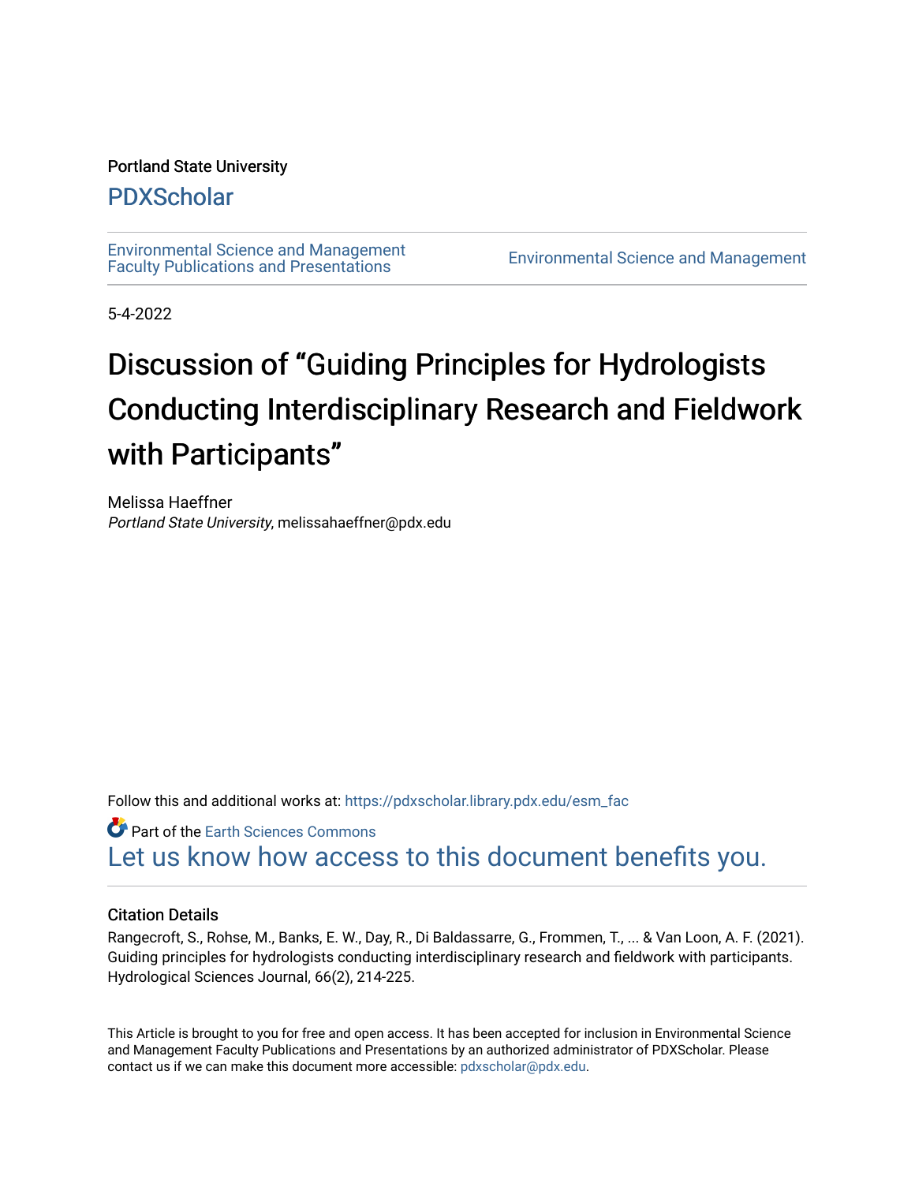Portland State University

## PDXScholar

Environmental Science and Management Faculty Publications and Presentations | Environmental Science and Management

5-4-2022

# Discussion of "Guiding Principles for Hydrologists Conducting Interdisciplinary Research and Fieldwork with Participants"

Melissa Haeffner
*Portland State University*, melissahaeffner@pdx.edu

Follow this and additional works at: https://pdxscholar.library.pdx.edu/esm_fac

Part of the Earth Sciences Commons

Let us know how access to this document benefits you.

### Citation Details

Rangecroft, S., Rohse, M., Banks, E. W., Day, R., Di Baldassarre, G., Frommen, T., ... & Van Loon, A. F. (2021). Guiding principles for hydrologists conducting interdisciplinary research and fieldwork with participants. Hydrological Sciences Journal, 66(2), 214-225.

This Article is brought to you for free and open access. It has been accepted for inclusion in Environmental Science and Management Faculty Publications and Presentations by an authorized administrator of PDXScholar. Please contact us if we can make this document more accessible: pdxscholar@pdx.edu.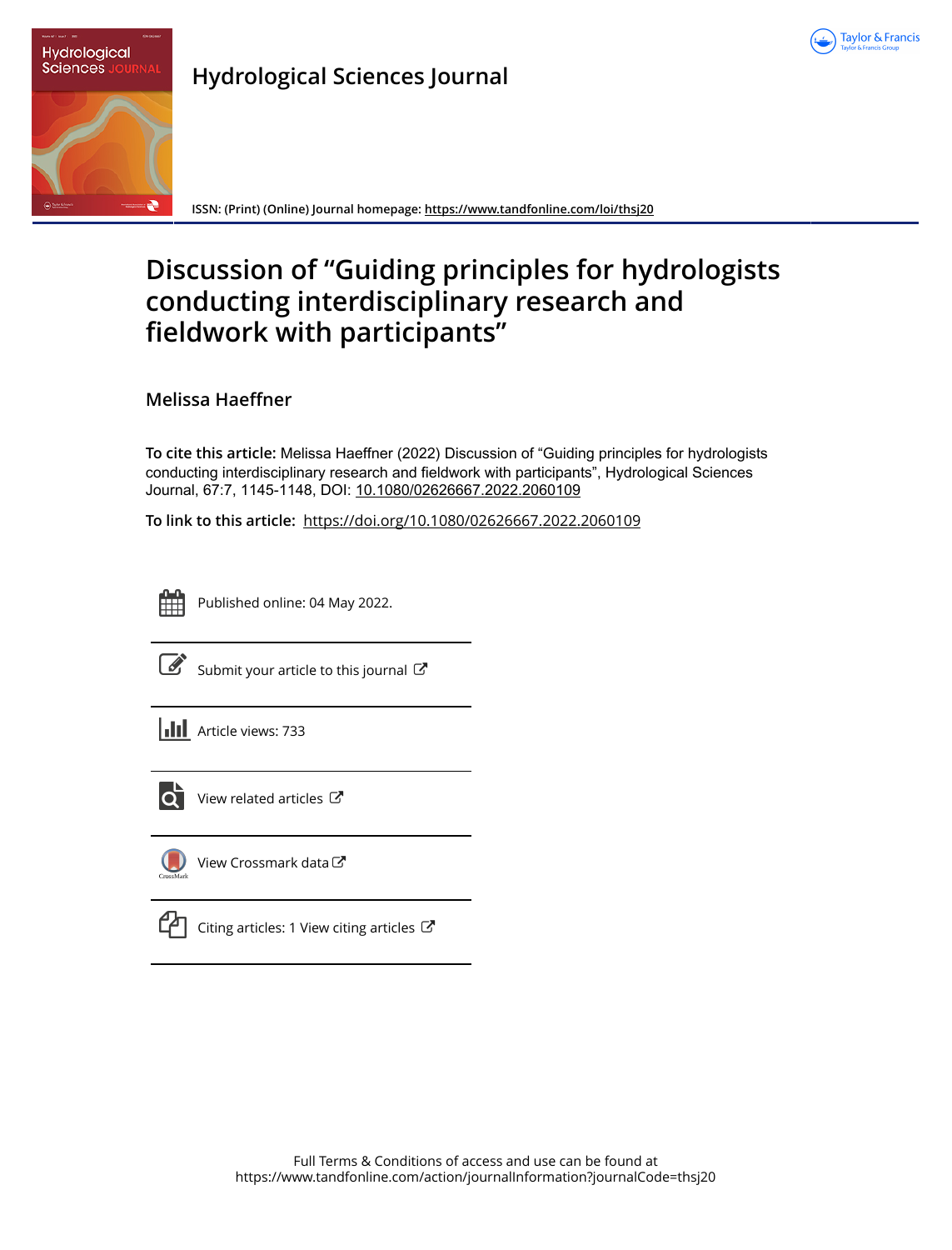# Hydrological Sciences Journal

ISSN: (Print) (Online) Journal homepage: https://www.tandfonline.com/loi/thsj20

# Discussion of "Guiding principles for hydrologists conducting interdisciplinary research and fieldwork with participants"

**Melissa Haeffner**

**To cite this article:** Melissa Haeffner (2022) Discussion of "Guiding principles for hydrologists conducting interdisciplinary research and fieldwork with participants", Hydrological Sciences Journal, 67:7, 1145-1148, DOI: 10.1080/02626667.2022.2060109

**To link to this article:** https://doi.org/10.1080/02626667.2022.2060109

Published online: 04 May 2022.

Submit your article to this journal

Article views: 733

View related articles

View Crossmark data

Citing articles: 1 View citing articles

Full Terms & Conditions of access and use can be found at
https://www.tandfonline.com/action/journalInformation?journalCode=thsj20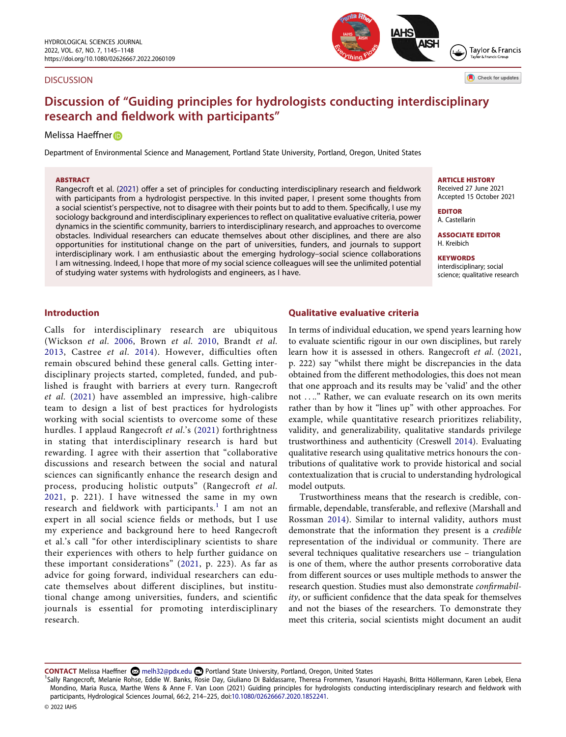DISCUSSION

# Discussion of "Guiding principles for hydrologists conducting interdisciplinary research and fieldwork with participants"

Melissa Haeffner

Department of Environmental Science and Management, Portland State University, Portland, Oregon, United States

**ABSTRACT**

Rangecroft et al. (2021) offer a set of principles for conducting interdisciplinary research and fieldwork with participants from a hydrologist perspective. In this invited paper, I present some thoughts from a social scientist's perspective, not to disagree with their points but to add to them. Specifically, I use my sociology background and interdisciplinary experiences to reflect on qualitative evaluative criteria, power dynamics in the scientific community, barriers to interdisciplinary research, and approaches to overcome obstacles. Individual researchers can educate themselves about other disciplines, and there are also opportunities for institutional change on the part of universities, funders, and journals to support interdisciplinary work. I am enthusiastic about the emerging hydrology–social science collaborations I am witnessing. Indeed, I hope that more of my social science colleagues will see the unlimited potential of studying water systems with hydrologists and engineers, as I have.

**ARTICLE HISTORY**
Received 27 June 2021
Accepted 15 October 2021

**EDITOR**
A. Castellarin

**ASSOCIATE EDITOR**
H. Kreibich

**KEYWORDS**
interdisciplinary; social science; qualitative research

## Introduction

Calls for interdisciplinary research are ubiquitous (Wickson *et al.* 2006, Brown *et al.* 2010, Brandt *et al.* 2013, Castree *et al.* 2014). However, difficulties often remain obscured behind these general calls. Getting interdisciplinary projects started, completed, funded, and published is fraught with barriers at every turn. Rangecroft *et al.* (2021) have assembled an impressive, high-calibre team to design a list of best practices for hydrologists working with social scientists to overcome some of these hurdles. I applaud Rangecroft *et al.*'s (2021) forthrightness in stating that interdisciplinary research is hard but rewarding. I agree with their assertion that "collaborative discussions and research between the social and natural sciences can significantly enhance the research design and process, producing holistic outputs" (Rangecroft *et al.* 2021, p. 221). I have witnessed the same in my own research and fieldwork with participants.[1] I am not an expert in all social science fields or methods, but I use my experience and background here to heed Rangecroft et al.'s call "for other interdisciplinary scientists to share their experiences with others to help further guidance on these important considerations" (2021, p. 223). As far as advice for going forward, individual researchers can educate themselves about different disciplines, but institutional change among universities, funders, and scientific journals is essential for promoting interdisciplinary research.

## Qualitative evaluative criteria

In terms of individual education, we spend years learning how to evaluate scientific rigour in our own disciplines, but rarely learn how it is assessed in others. Rangecroft *et al.* (2021, p. 222) say "whilst there might be discrepancies in the data obtained from the different methodologies, this does not mean that one approach and its results may be 'valid' and the other not . . .." Rather, we can evaluate research on its own merits rather than by how it "lines up" with other approaches. For example, while quantitative research prioritizes reliability, validity, and generalizability, qualitative standards privilege trustworthiness and authenticity (Creswell 2014). Evaluating qualitative research using qualitative metrics honours the contributions of qualitative work to provide historical and social contextualization that is crucial to understanding hydrological model outputs.

Trustworthiness means that the research is credible, confirmable, dependable, transferable, and reflexive (Marshall and Rossman 2014). Similar to internal validity, authors must demonstrate that the information they present is a *credible* representation of the individual or community. There are several techniques qualitative researchers use – triangulation is one of them, where the author presents corroborative data from different sources or uses multiple methods to answer the research question. Studies must also demonstrate *confirmability*, or sufficient confidence that the data speak for themselves and not the biases of the researchers. To demonstrate they meet this criteria, social scientists might document an audit

**CONTACT** Melissa Haeffner melh32@pdx.edu Portland State University, Portland, Oregon, United States

[1]Sally Rangecroft, Melanie Rohse, Eddie W. Banks, Rosie Day, Giuliano Di Baldassarre, Theresa Frommen, Yasunori Hayashi, Britta Höllermann, Karen Lebek, Elena Mondino, Maria Rusca, Marthe Wens & Anne F. Van Loon (2021) Guiding principles for hydrologists conducting interdisciplinary research and fieldwork with participants, Hydrological Sciences Journal, 66:2, 214–225, doi:10.1080/02626667.2020.1852241.

© 2022 IAHS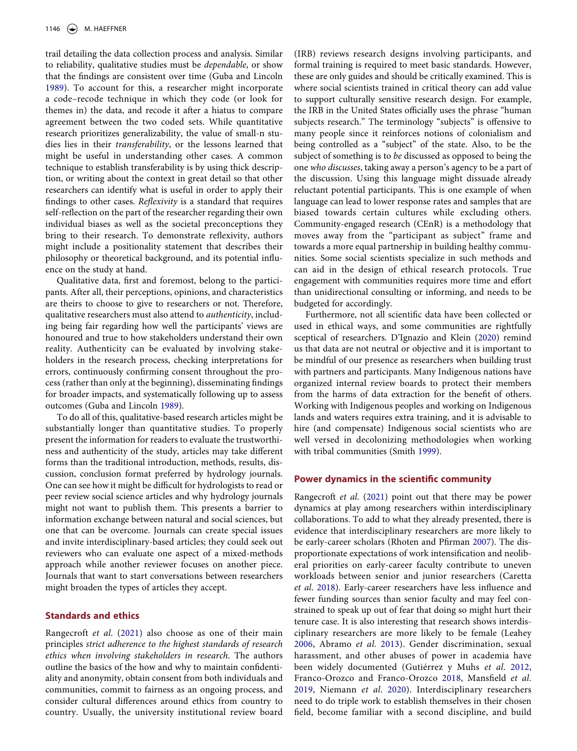trail detailing the data collection process and analysis. Similar to reliability, qualitative studies must be *dependable*, or show that the findings are consistent over time (Guba and Lincoln 1989). To account for this, a researcher might incorporate a code–recode technique in which they code (or look for themes in) the data, and recode it after a hiatus to compare agreement between the two coded sets. While quantitative research prioritizes generalizability, the value of small-n studies lies in their *transferability*, or the lessons learned that might be useful in understanding other cases. A common technique to establish transferability is by using thick description, or writing about the context in great detail so that other researchers can identify what is useful in order to apply their findings to other cases. *Reflexivity* is a standard that requires self-reflection on the part of the researcher regarding their own individual biases as well as the societal preconceptions they bring to their research. To demonstrate reflexivity, authors might include a positionality statement that describes their philosophy or theoretical background, and its potential influence on the study at hand.

Qualitative data, first and foremost, belong to the participants. After all, their perceptions, opinions, and characteristics are theirs to choose to give to researchers or not. Therefore, qualitative researchers must also attend to *authenticity*, including being fair regarding how well the participants' views are honoured and true to how stakeholders understand their own reality. Authenticity can be evaluated by involving stakeholders in the research process, checking interpretations for errors, continuously confirming consent throughout the process (rather than only at the beginning), disseminating findings for broader impacts, and systematically following up to assess outcomes (Guba and Lincoln 1989).

To do all of this, qualitative-based research articles might be substantially longer than quantitative studies. To properly present the information for readers to evaluate the trustworthiness and authenticity of the study, articles may take different forms than the traditional introduction, methods, results, discussion, conclusion format preferred by hydrology journals. One can see how it might be difficult for hydrologists to read or peer review social science articles and why hydrology journals might not want to publish them. This presents a barrier to information exchange between natural and social sciences, but one that can be overcome. Journals can create special issues and invite interdisciplinary-based articles; they could seek out reviewers who can evaluate one aspect of a mixed-methods approach while another reviewer focuses on another piece. Journals that want to start conversations between researchers might broaden the types of articles they accept.

## Standards and ethics

Rangecroft *et al*. (2021) also choose as one of their main principles *strict adherence to the highest standards of research ethics when involving stakeholders in research*. The authors outline the basics of the how and why to maintain confidentiality and anonymity, obtain consent from both individuals and communities, commit to fairness as an ongoing process, and consider cultural differences around ethics from country to country. Usually, the university institutional review board (IRB) reviews research designs involving participants, and formal training is required to meet basic standards. However, these are only guides and should be critically examined. This is where social scientists trained in critical theory can add value to support culturally sensitive research design. For example, the IRB in the United States officially uses the phrase "human subjects research." The terminology "subjects" is offensive to many people since it reinforces notions of colonialism and being controlled as a "subject" of the state. Also, to be the subject of something is to *be* discussed as opposed to being the one *who discusses*, taking away a person's agency to be a part of the discussion. Using this language might dissuade already reluctant potential participants. This is one example of when language can lead to lower response rates and samples that are biased towards certain cultures while excluding others. Community-engaged research (CEnR) is a methodology that moves away from the "participant as subject" frame and towards a more equal partnership in building healthy communities. Some social scientists specialize in such methods and can aid in the design of ethical research protocols. True engagement with communities requires more time and effort than unidirectional consulting or informing, and needs to be budgeted for accordingly.

Furthermore, not all scientific data have been collected or used in ethical ways, and some communities are rightfully sceptical of researchers. D'Ignazio and Klein (2020) remind us that data are not neutral or objective and it is important to be mindful of our presence as researchers when building trust with partners and participants. Many Indigenous nations have organized internal review boards to protect their members from the harms of data extraction for the benefit of others. Working with Indigenous peoples and working on Indigenous lands and waters requires extra training, and it is advisable to hire (and compensate) Indigenous social scientists who are well versed in decolonizing methodologies when working with tribal communities (Smith 1999).

## Power dynamics in the scientific community

Rangecroft *et al*. (2021) point out that there may be power dynamics at play among researchers within interdisciplinary collaborations. To add to what they already presented, there is evidence that interdisciplinary researchers are more likely to be early-career scholars (Rhoten and Pfirman 2007). The disproportionate expectations of work intensification and neoliberal priorities on early-career faculty contribute to uneven workloads between senior and junior researchers (Caretta *et al*. 2018). Early-career researchers have less influence and fewer funding sources than senior faculty and may feel constrained to speak up out of fear that doing so might hurt their tenure case. It is also interesting that research shows interdisciplinary researchers are more likely to be female (Leahey 2006, Abramo *et al*. 2013). Gender discrimination, sexual harassment, and other abuses of power in academia have been widely documented (Gutiérrez y Muhs *et al*. 2012, Franco-Orozco and Franco-Orozco 2018, Mansfield *et al*. 2019, Niemann *et al*. 2020). Interdisciplinary researchers need to do triple work to establish themselves in their chosen field, become familiar with a second discipline, and build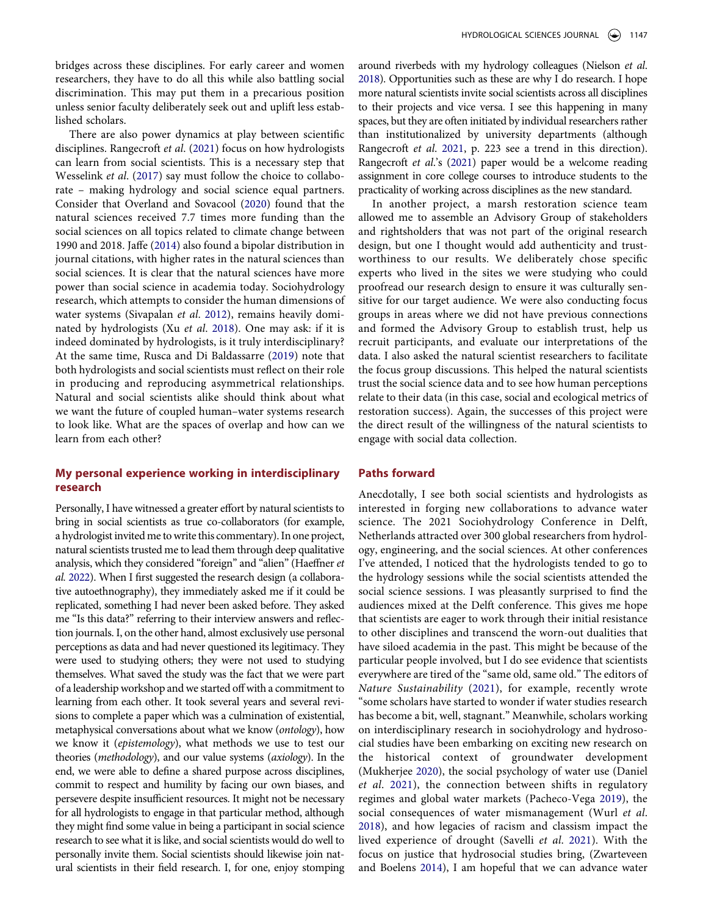bridges across these disciplines. For early career and women researchers, they have to do all this while also battling social discrimination. This may put them in a precarious position unless senior faculty deliberately seek out and uplift less established scholars.

There are also power dynamics at play between scientific disciplines. Rangecroft *et al*. (2021) focus on how hydrologists can learn from social scientists. This is a necessary step that Wesselink *et al*. (2017) say must follow the choice to collaborate – making hydrology and social science equal partners. Consider that Overland and Sovacool (2020) found that the natural sciences received 7.7 times more funding than the social sciences on all topics related to climate change between 1990 and 2018. Jaffe (2014) also found a bipolar distribution in journal citations, with higher rates in the natural sciences than social sciences. It is clear that the natural sciences have more power than social science in academia today. Sociohydrology research, which attempts to consider the human dimensions of water systems (Sivapalan *et al*. 2012), remains heavily dominated by hydrologists (Xu *et al*. 2018). One may ask: if it is indeed dominated by hydrologists, is it truly interdisciplinary? At the same time, Rusca and Di Baldassarre (2019) note that both hydrologists and social scientists must reflect on their role in producing and reproducing asymmetrical relationships. Natural and social scientists alike should think about what we want the future of coupled human–water systems research to look like. What are the spaces of overlap and how can we learn from each other?

## My personal experience working in interdisciplinary research

Personally, I have witnessed a greater effort by natural scientists to bring in social scientists as true co-collaborators (for example, a hydrologist invited me to write this commentary). In one project, natural scientists trusted me to lead them through deep qualitative analysis, which they considered "foreign" and "alien" (Haeffner *et al.* 2022). When I first suggested the research design (a collaborative autoethnography), they immediately asked me if it could be replicated, something I had never been asked before. They asked me "Is this data?" referring to their interview answers and reflection journals. I, on the other hand, almost exclusively use personal perceptions as data and had never questioned its legitimacy. They were used to studying others; they were not used to studying themselves. What saved the study was the fact that we were part of a leadership workshop and we started off with a commitment to learning from each other. It took several years and several revisions to complete a paper which was a culmination of existential, metaphysical conversations about what we know (*ontology*), how we know it (*epistemology*), what methods we use to test our theories (*methodology*), and our value systems (*axiology*). In the end, we were able to define a shared purpose across disciplines, commit to respect and humility by facing our own biases, and persevere despite insufficient resources. It might not be necessary for all hydrologists to engage in that particular method, although they might find some value in being a participant in social science research to see what it is like, and social scientists would do well to personally invite them. Social scientists should likewise join natural scientists in their field research. I, for one, enjoy stomping around riverbeds with my hydrology colleagues (Nielson *et al.* 2018). Opportunities such as these are why I do research. I hope more natural scientists invite social scientists across all disciplines to their projects and vice versa. I see this happening in many spaces, but they are often initiated by individual researchers rather than institutionalized by university departments (although Rangecroft *et al.* 2021, p. 223 see a trend in this direction). Rangecroft *et al.*'s (2021) paper would be a welcome reading assignment in core college courses to introduce students to the practicality of working across disciplines as the new standard.

In another project, a marsh restoration science team allowed me to assemble an Advisory Group of stakeholders and rightsholders that was not part of the original research design, but one I thought would add authenticity and trustworthiness to our results. We deliberately chose specific experts who lived in the sites we were studying who could proofread our research design to ensure it was culturally sensitive for our target audience. We were also conducting focus groups in areas where we did not have previous connections and formed the Advisory Group to establish trust, help us recruit participants, and evaluate our interpretations of the data. I also asked the natural scientist researchers to facilitate the focus group discussions. This helped the natural scientists trust the social science data and to see how human perceptions relate to their data (in this case, social and ecological metrics of restoration success). Again, the successes of this project were the direct result of the willingness of the natural scientists to engage with social data collection.

## Paths forward

Anecdotally, I see both social scientists and hydrologists as interested in forging new collaborations to advance water science. The 2021 Sociohydrology Conference in Delft, Netherlands attracted over 300 global researchers from hydrology, engineering, and the social sciences. At other conferences I've attended, I noticed that the hydrologists tended to go to the hydrology sessions while the social scientists attended the social science sessions. I was pleasantly surprised to find the audiences mixed at the Delft conference. This gives me hope that scientists are eager to work through their initial resistance to other disciplines and transcend the worn-out dualities that have siloed academia in the past. This might be because of the particular people involved, but I do see evidence that scientists everywhere are tired of the "same old, same old." The editors of *Nature Sustainability* (2021), for example, recently wrote "some scholars have started to wonder if water studies research has become a bit, well, stagnant." Meanwhile, scholars working on interdisciplinary research in sociohydrology and hydrosocial studies have been embarking on exciting new research on the historical context of groundwater development (Mukherjee 2020), the social psychology of water use (Daniel *et al*. 2021), the connection between shifts in regulatory regimes and global water markets (Pacheco-Vega 2019), the social consequences of water mismanagement (Wurl *et al.* 2018), and how legacies of racism and classism impact the lived experience of drought (Savelli *et al.* 2021). With the focus on justice that hydrosocial studies bring, (Zwarteveen and Boelens 2014), I am hopeful that we can advance water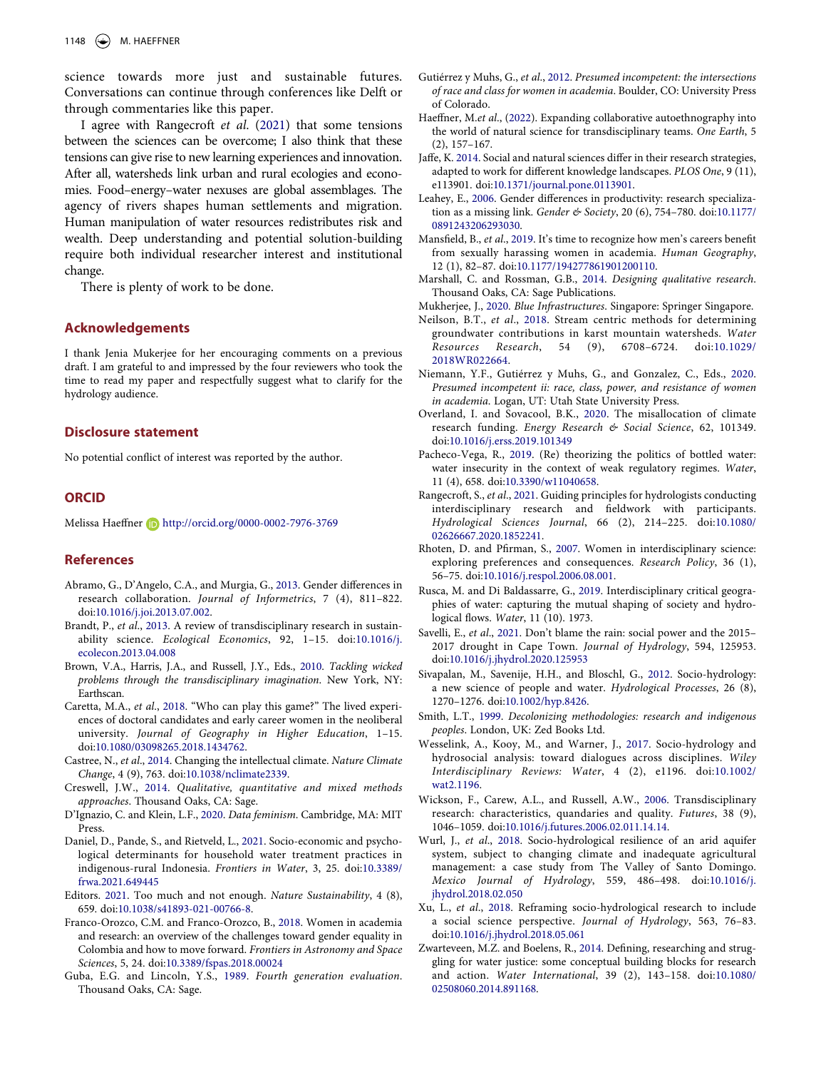science towards more just and sustainable futures. Conversations can continue through conferences like Delft or through commentaries like this paper.

I agree with Rangecroft *et al.* (2021) that some tensions between the sciences can be overcome; I also think that these tensions can give rise to new learning experiences and innovation. After all, watersheds link urban and rural ecologies and economies. Food–energy–water nexuses are global assemblages. The agency of rivers shapes human settlements and migration. Human manipulation of water resources redistributes risk and wealth. Deep understanding and potential solution-building require both individual researcher interest and institutional change.

There is plenty of work to be done.

## Acknowledgements

I thank Jenia Mukerjee for her encouraging comments on a previous draft. I am grateful to and impressed by the four reviewers who took the time to read my paper and respectfully suggest what to clarify for the hydrology audience.

## Disclosure statement

No potential conflict of interest was reported by the author.

## ORCID

Melissa Haeffner http://orcid.org/0000-0002-7976-3769

## References

Abramo, G., D'Angelo, C.A., and Murgia, G., 2013. Gender differences in research collaboration. *Journal of Informetrics*, 7 (4), 811–822. doi:10.1016/j.joi.2013.07.002.

Brandt, P., *et al.*, 2013. A review of transdisciplinary research in sustainability science. *Ecological Economics*, 92, 1–15. doi:10.1016/j.ecolecon.2013.04.008

Brown, V.A., Harris, J.A., and Russell, J.Y., Eds., 2010. *Tackling wicked problems through the transdisciplinary imagination*. New York, NY: Earthscan.

Caretta, M.A., *et al.*, 2018. "Who can play this game?" The lived experiences of doctoral candidates and early career women in the neoliberal university. *Journal of Geography in Higher Education*, 1–15. doi:10.1080/03098265.2018.1434762.

Castree, N., *et al.*, 2014. Changing the intellectual climate. *Nature Climate Change*, 4 (9), 763. doi:10.1038/nclimate2339.

Creswell, J.W., 2014. *Qualitative, quantitative and mixed methods approaches*. Thousand Oaks, CA: Sage.

D'Ignazio, C. and Klein, L.F., 2020. *Data feminism*. Cambridge, MA: MIT Press.

Daniel, D., Pande, S., and Rietveld, L., 2021. Socio-economic and psychological determinants for household water treatment practices in indigenous-rural Indonesia. *Frontiers in Water*, 3, 25. doi:10.3389/frwa.2021.649445

Editors. 2021. Too much and not enough. *Nature Sustainability*, 4 (8), 659. doi:10.1038/s41893-021-00766-8.

Franco-Orozco, C.M. and Franco-Orozco, B., 2018. Women in academia and research: an overview of the challenges toward gender equality in Colombia and how to move forward. *Frontiers in Astronomy and Space Sciences*, 5, 24. doi:10.3389/fspas.2018.00024

Guba, E.G. and Lincoln, Y.S., 1989. *Fourth generation evaluation*. Thousand Oaks, CA: Sage.

Gutiérrez y Muhs, G., *et al.*, 2012. *Presumed incompetent: the intersections of race and class for women in academia*. Boulder, CO: University Press of Colorado.

Haeffner, M.*et al.*, (2022). Expanding collaborative autoethnography into the world of natural science for transdisciplinary teams. *One Earth*, 5 (2), 157–167.

Jaffe, K. 2014. Social and natural sciences differ in their research strategies, adapted to work for different knowledge landscapes. *PLOS One*, 9 (11), e113901. doi:10.1371/journal.pone.0113901.

Leahey, E., 2006. Gender differences in productivity: research specialization as a missing link. *Gender & Society*, 20 (6), 754–780. doi:10.1177/0891243206293030.

Mansfield, B., *et al.*, 2019. It's time to recognize how men's careers benefit from sexually harassing women in academia. *Human Geography*, 12 (1), 82–87. doi:10.1177/194277861901200110.

Marshall, C. and Rossman, G.B., 2014. *Designing qualitative research*. Thousand Oaks, CA: Sage Publications.

Mukherjee, J., 2020. *Blue Infrastructures*. Singapore: Springer Singapore.

Neilson, B.T., *et al.*, 2018. Stream centric methods for determining groundwater contributions in karst mountain watersheds. *Water Resources Research*, 54 (9), 6708–6724. doi:10.1029/2018WR022664.

Niemann, Y.F., Gutiérrez y Muhs, G., and Gonzalez, C., Eds., 2020. *Presumed incompetent ii: race, class, power, and resistance of women in academia*. Logan, UT: Utah State University Press.

Overland, I. and Sovacool, B.K., 2020. The misallocation of climate research funding. *Energy Research & Social Science*, 62, 101349. doi:10.1016/j.erss.2019.101349

Pacheco-Vega, R., 2019. (Re) theorizing the politics of bottled water: water insecurity in the context of weak regulatory regimes. *Water*, 11 (4), 658. doi:10.3390/w11040658.

Rangecroft, S., *et al.*, 2021. Guiding principles for hydrologists conducting interdisciplinary research and fieldwork with participants. *Hydrological Sciences Journal*, 66 (2), 214–225. doi:10.1080/02626667.2020.1852241.

Rhoten, D. and Pfirman, S., 2007. Women in interdisciplinary science: exploring preferences and consequences. *Research Policy*, 36 (1), 56–75. doi:10.1016/j.respol.2006.08.001.

Rusca, M. and Di Baldassarre, G., 2019. Interdisciplinary critical geographies of water: capturing the mutual shaping of society and hydrological flows. *Water*, 11 (10). 1973.

Savelli, E., *et al.*, 2021. Don't blame the rain: social power and the 2015–2017 drought in Cape Town. *Journal of Hydrology*, 594, 125953. doi:10.1016/j.jhydrol.2020.125953

Sivapalan, M., Savenije, H.H., and Bloschl, G., 2012. Socio-hydrology: a new science of people and water. *Hydrological Processes*, 26 (8), 1270–1276. doi:10.1002/hyp.8426.

Smith, L.T., 1999. *Decolonizing methodologies: research and indigenous peoples*. London, UK: Zed Books Ltd.

Wesselink, A., Kooy, M., and Warner, J., 2017. Socio-hydrology and hydrosocial analysis: toward dialogues across disciplines. *Wiley Interdisciplinary Reviews: Water*, 4 (2), e1196. doi:10.1002/wat2.1196.

Wickson, F., Carew, A.L., and Russell, A.W., 2006. Transdisciplinary research: characteristics, quandaries and quality. *Futures*, 38 (9), 1046–1059. doi:10.1016/j.futures.2006.02.011.14.14.

Wurl, J., *et al.*, 2018. Socio-hydrological resilience of an arid aquifer system, subject to changing climate and inadequate agricultural management: a case study from The Valley of Santo Domingo. *Mexico Journal of Hydrology*, 559, 486–498. doi:10.1016/j.jhydrol.2018.02.050

Xu, L., *et al.*, 2018. Reframing socio-hydrological research to include a social science perspective. *Journal of Hydrology*, 563, 76–83. doi:10.1016/j.jhydrol.2018.05.061

Zwarteveen, M.Z. and Boelens, R., 2014. Defining, researching and struggling for water justice: some conceptual building blocks for research and action. *Water International*, 39 (2), 143–158. doi:10.1080/02508060.2014.891168.